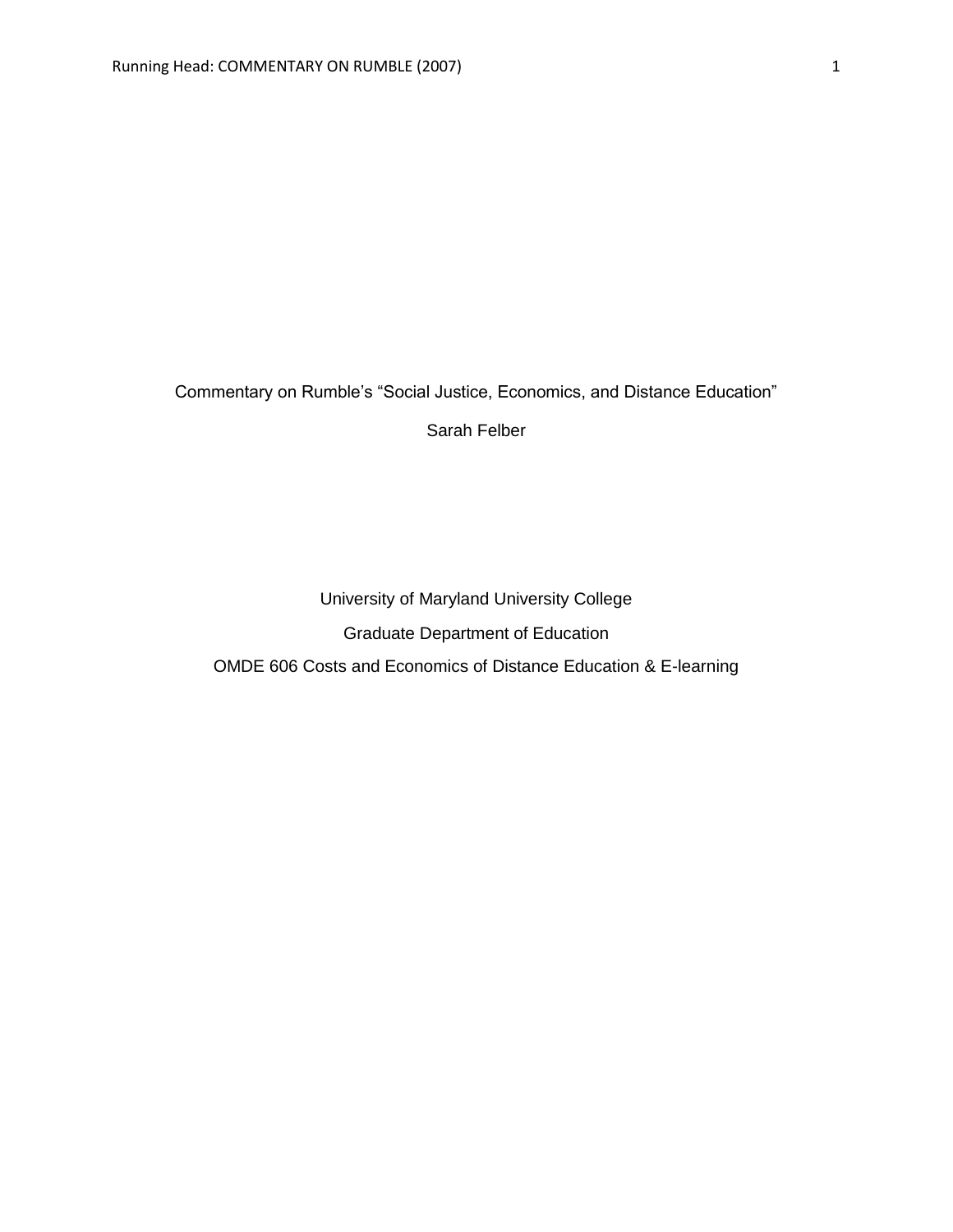Commentary on Rumble's "Social Justice, Economics, and Distance Education"

Sarah Felber

University of Maryland University College

Graduate Department of Education

OMDE 606 Costs and Economics of Distance Education & E-learning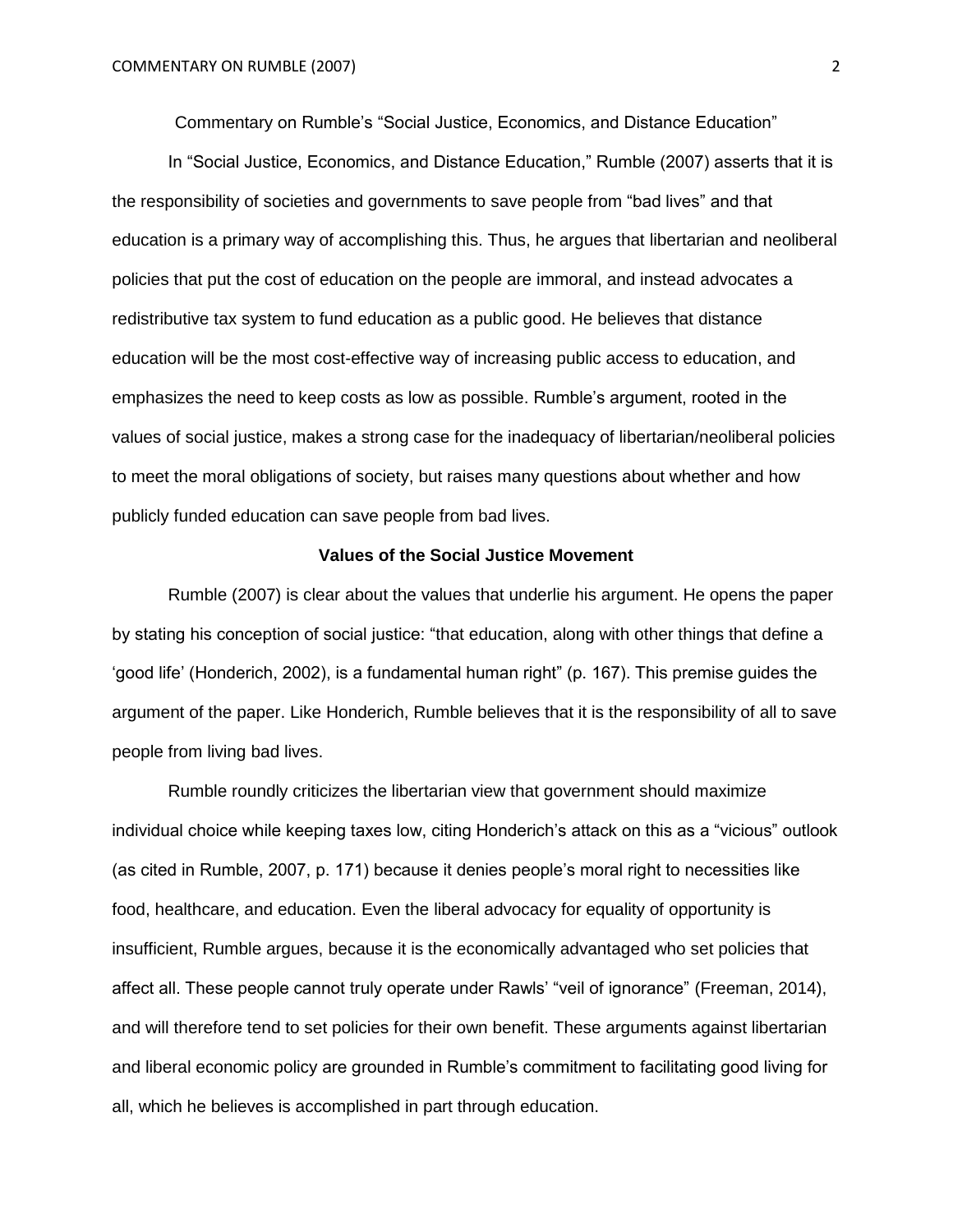# Commentary on Rumble's "Social Justice, Economics, and Distance Education"

In "Social Justice, Economics, and Distance Education," Rumble (2007) asserts that it is the responsibility of societies and governments to save people from "bad lives" and that education is a primary way of accomplishing this. Thus, he argues that libertarian and neoliberal policies that put the cost of education on the people are immoral, and instead advocates a redistributive tax system to fund education as a public good. He believes that distance education will be the most cost-effective way of increasing public access to education, and emphasizes the need to keep costs as low as possible. Rumble's argument, rooted in the values of social justice, makes a strong case for the inadequacy of libertarian/neoliberal policies to meet the moral obligations of society, but raises many questions about whether and how publicly funded education can save people from bad lives.

## Values of the Social Justice Movement

Rumble (2007) is clear about the values that underlie his argument. He opens the paper by stating his conception of social justice: "that education, along with other things that define a 'good life' (Honderich, 2002), is a fundamental human right" (p. 167). This premise guides the argument of the paper. Like Honderich, Rumble believes that it is the responsibility of all to save people from living bad lives.

Rumble roundly criticizes the libertarian view that government should maximize individual choice while keeping taxes low, citing Honderich's attack on this as a "vicious" outlook (as cited in Rumble, 2007, p. 171) because it denies people's moral right to necessities like food, healthcare, and education. Even the liberal advocacy for equality of opportunity is insufficient, Rumble argues, because it is the economically advantaged who set policies that affect all. These people cannot truly operate under Rawls' "veil of ignorance" (Freeman, 2014), and will therefore tend to set policies for their own benefit. These arguments against libertarian and liberal economic policy are grounded in Rumble's commitment to facilitating good living for all, which he believes is accomplished in part through education.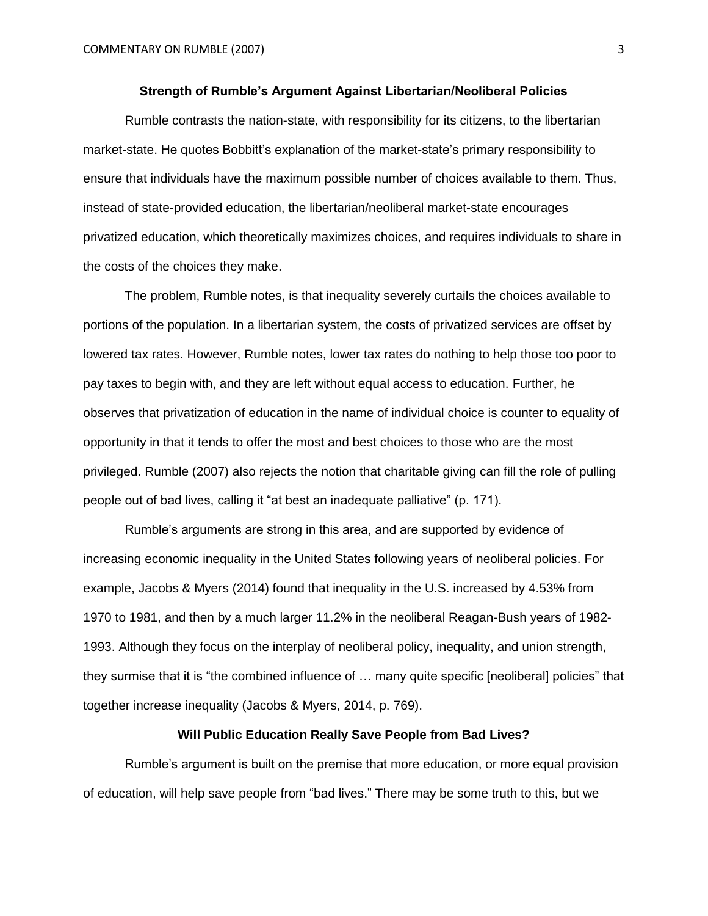## Strength of Rumble's Argument Against Libertarian/Neoliberal Policies

Rumble contrasts the nation-state, with responsibility for its citizens, to the libertarian market-state. He quotes Bobbitt's explanation of the market-state's primary responsibility to ensure that individuals have the maximum possible number of choices available to them. Thus, instead of state-provided education, the libertarian/neoliberal market-state encourages privatized education, which theoretically maximizes choices, and requires individuals to share in the costs of the choices they make.

The problem, Rumble notes, is that inequality severely curtails the choices available to portions of the population. In a libertarian system, the costs of privatized services are offset by lowered tax rates. However, Rumble notes, lower tax rates do nothing to help those too poor to pay taxes to begin with, and they are left without equal access to education. Further, he observes that privatization of education in the name of individual choice is counter to equality of opportunity in that it tends to offer the most and best choices to those who are the most privileged. Rumble (2007) also rejects the notion that charitable giving can fill the role of pulling people out of bad lives, calling it "at best an inadequate palliative" (p. 171).

Rumble's arguments are strong in this area, and are supported by evidence of increasing economic inequality in the United States following years of neoliberal policies. For example, Jacobs & Myers (2014) found that inequality in the U.S. increased by 4.53% from 1970 to 1981, and then by a much larger 11.2% in the neoliberal Reagan-Bush years of 1982-1993. Although they focus on the interplay of neoliberal policy, inequality, and union strength, they surmise that it is "the combined influence of … many quite specific [neoliberal] policies" that together increase inequality (Jacobs & Myers, 2014, p. 769).

## Will Public Education Really Save People from Bad Lives?

Rumble's argument is built on the premise that more education, or more equal provision of education, will help save people from "bad lives." There may be some truth to this, but we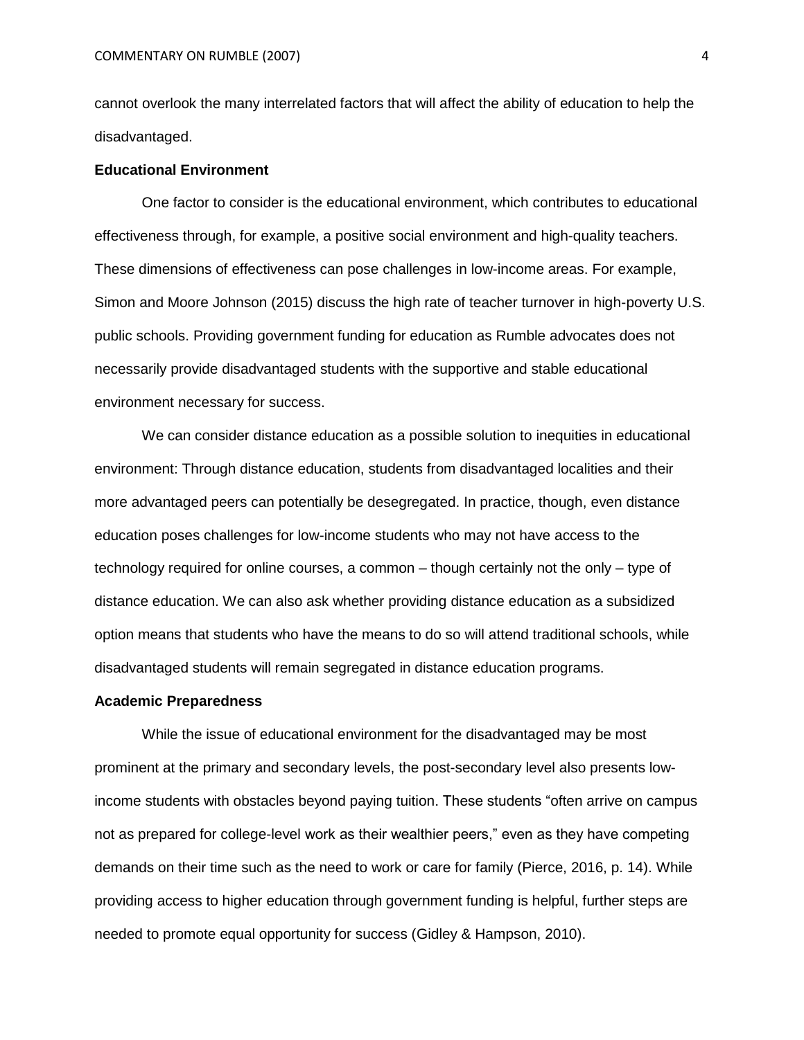cannot overlook the many interrelated factors that will affect the ability of education to help the disadvantaged.

### Educational Environment

One factor to consider is the educational environment, which contributes to educational effectiveness through, for example, a positive social environment and high-quality teachers. These dimensions of effectiveness can pose challenges in low-income areas. For example, Simon and Moore Johnson (2015) discuss the high rate of teacher turnover in high-poverty U.S. public schools. Providing government funding for education as Rumble advocates does not necessarily provide disadvantaged students with the supportive and stable educational environment necessary for success.

We can consider distance education as a possible solution to inequities in educational environment: Through distance education, students from disadvantaged localities and their more advantaged peers can potentially be desegregated. In practice, though, even distance education poses challenges for low-income students who may not have access to the technology required for online courses, a common – though certainly not the only – type of distance education. We can also ask whether providing distance education as a subsidized option means that students who have the means to do so will attend traditional schools, while disadvantaged students will remain segregated in distance education programs.

### Academic Preparedness

While the issue of educational environment for the disadvantaged may be most prominent at the primary and secondary levels, the post-secondary level also presents low-income students with obstacles beyond paying tuition. These students "often arrive on campus not as prepared for college-level work as their wealthier peers," even as they have competing demands on their time such as the need to work or care for family (Pierce, 2016, p. 14). While providing access to higher education through government funding is helpful, further steps are needed to promote equal opportunity for success (Gidley & Hampson, 2010).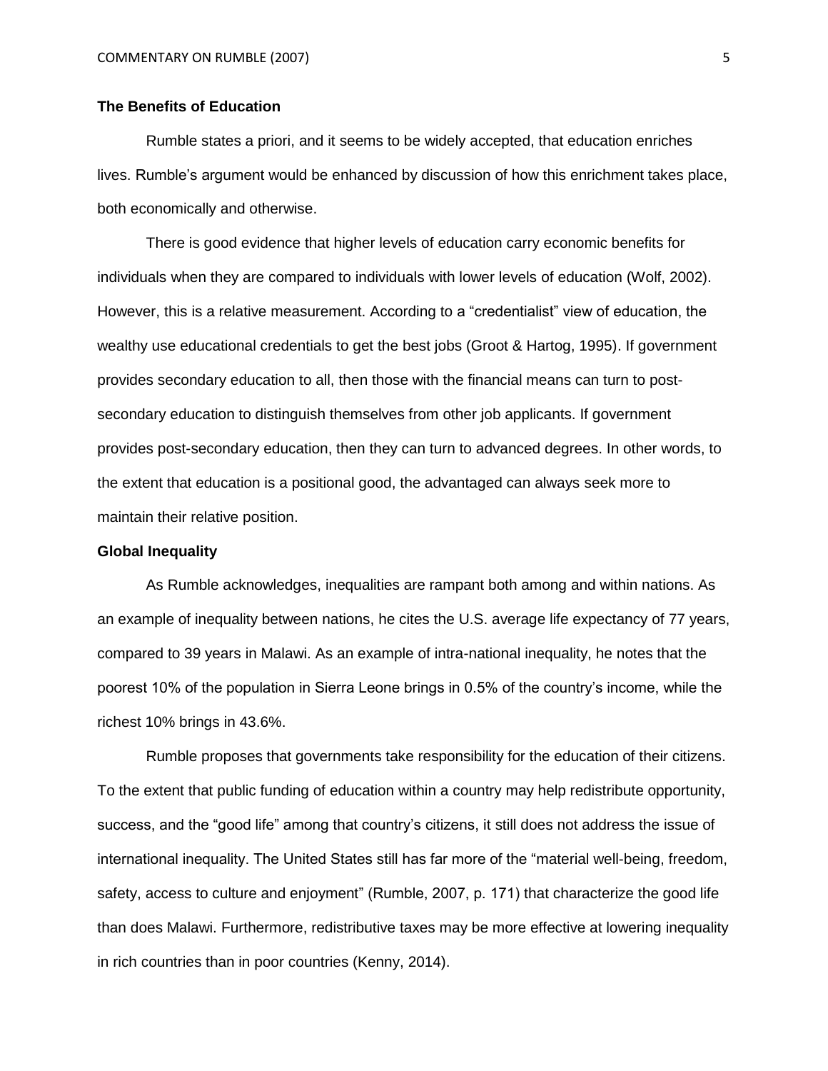## The Benefits of Education

Rumble states a priori, and it seems to be widely accepted, that education enriches lives. Rumble's argument would be enhanced by discussion of how this enrichment takes place, both economically and otherwise.

There is good evidence that higher levels of education carry economic benefits for individuals when they are compared to individuals with lower levels of education (Wolf, 2002). However, this is a relative measurement. According to a "credentialist" view of education, the wealthy use educational credentials to get the best jobs (Groot & Hartog, 1995). If government provides secondary education to all, then those with the financial means can turn to post-secondary education to distinguish themselves from other job applicants. If government provides post-secondary education, then they can turn to advanced degrees. In other words, to the extent that education is a positional good, the advantaged can always seek more to maintain their relative position.

## Global Inequality

As Rumble acknowledges, inequalities are rampant both among and within nations. As an example of inequality between nations, he cites the U.S. average life expectancy of 77 years, compared to 39 years in Malawi. As an example of intra-national inequality, he notes that the poorest 10% of the population in Sierra Leone brings in 0.5% of the country's income, while the richest 10% brings in 43.6%.

Rumble proposes that governments take responsibility for the education of their citizens. To the extent that public funding of education within a country may help redistribute opportunity, success, and the "good life" among that country's citizens, it still does not address the issue of international inequality. The United States still has far more of the "material well-being, freedom, safety, access to culture and enjoyment" (Rumble, 2007, p. 171) that characterize the good life than does Malawi. Furthermore, redistributive taxes may be more effective at lowering inequality in rich countries than in poor countries (Kenny, 2014).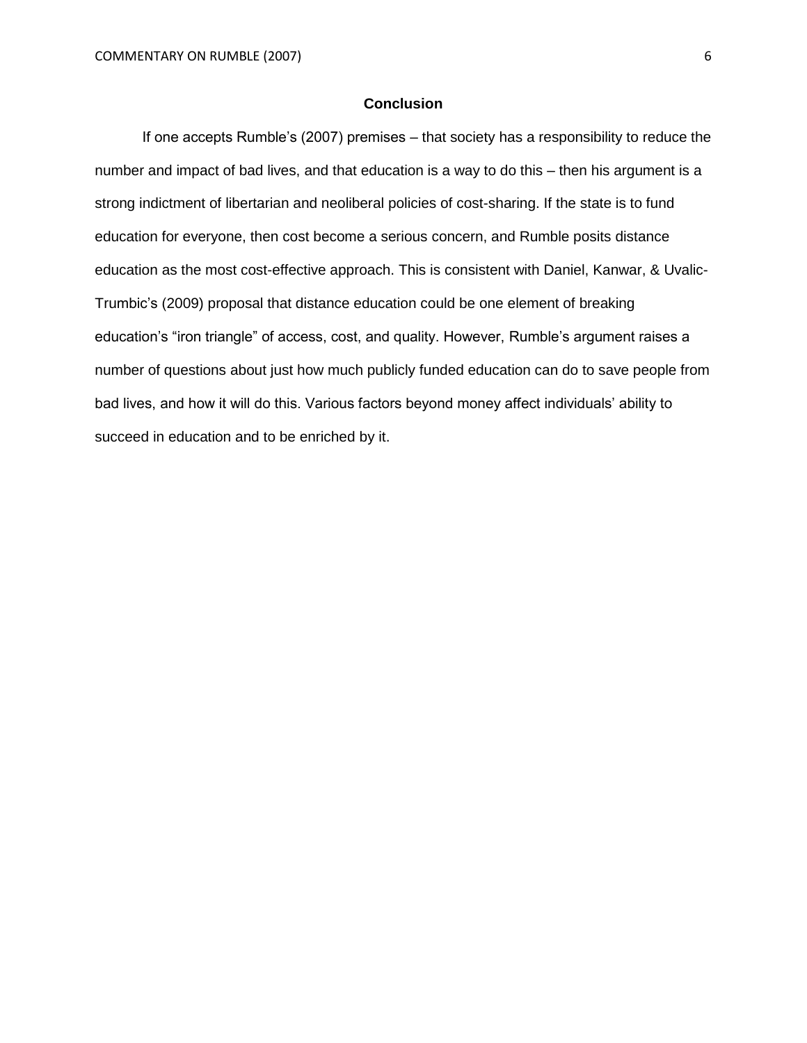## Conclusion

If one accepts Rumble's (2007) premises – that society has a responsibility to reduce the number and impact of bad lives, and that education is a way to do this – then his argument is a strong indictment of libertarian and neoliberal policies of cost-sharing. If the state is to fund education for everyone, then cost become a serious concern, and Rumble posits distance education as the most cost-effective approach. This is consistent with Daniel, Kanwar, & Uvalic-Trumbic's (2009) proposal that distance education could be one element of breaking education's "iron triangle" of access, cost, and quality. However, Rumble's argument raises a number of questions about just how much publicly funded education can do to save people from bad lives, and how it will do this. Various factors beyond money affect individuals' ability to succeed in education and to be enriched by it.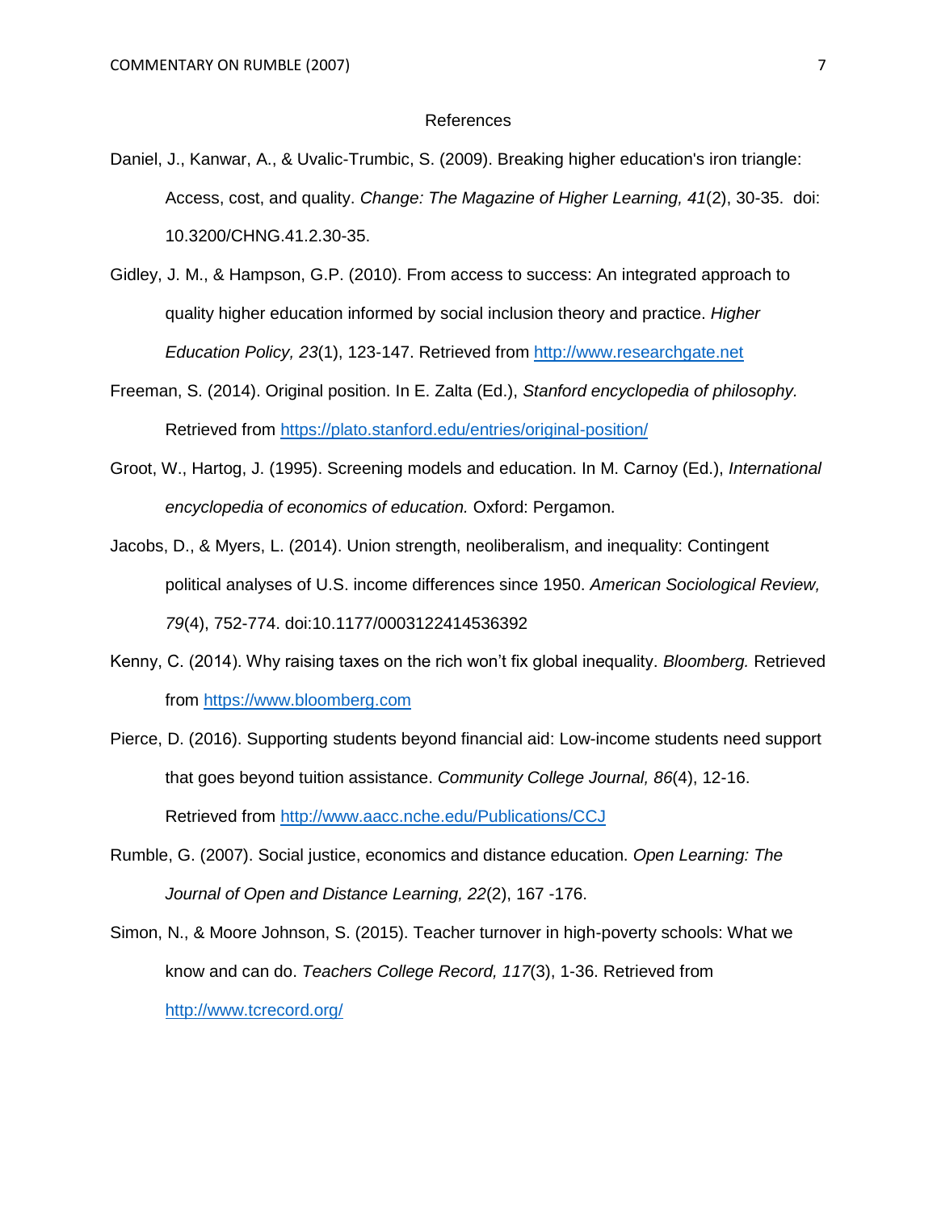# References

Daniel, J., Kanwar, A., & Uvalic-Trumbic, S. (2009). Breaking higher education's iron triangle: Access, cost, and quality. *Change: The Magazine of Higher Learning, 41*(2), 30-35. doi: 10.3200/CHNG.41.2.30-35.

Gidley, J. M., & Hampson, G.P. (2010). From access to success: An integrated approach to quality higher education informed by social inclusion theory and practice. *Higher Education Policy, 23*(1), 123-147. Retrieved from http://www.researchgate.net

Freeman, S. (2014). Original position. In E. Zalta (Ed.), *Stanford encyclopedia of philosophy.* Retrieved from https://plato.stanford.edu/entries/original-position/

Groot, W., Hartog, J. (1995). Screening models and education. In M. Carnoy (Ed.), *International encyclopedia of economics of education.* Oxford: Pergamon.

Jacobs, D., & Myers, L. (2014). Union strength, neoliberalism, and inequality: Contingent political analyses of U.S. income differences since 1950. *American Sociological Review, 79*(4), 752-774. doi:10.1177/0003122414536392

Kenny, C. (2014). Why raising taxes on the rich won't fix global inequality. *Bloomberg.* Retrieved from https://www.bloomberg.com

Pierce, D. (2016). Supporting students beyond financial aid: Low-income students need support that goes beyond tuition assistance. *Community College Journal, 86*(4), 12-16. Retrieved from http://www.aacc.nche.edu/Publications/CCJ

Rumble, G. (2007). Social justice, economics and distance education. *Open Learning: The Journal of Open and Distance Learning, 22*(2), 167 -176.

Simon, N., & Moore Johnson, S. (2015). Teacher turnover in high-poverty schools: What we know and can do. *Teachers College Record, 117*(3), 1-36. Retrieved from http://www.tcrecord.org/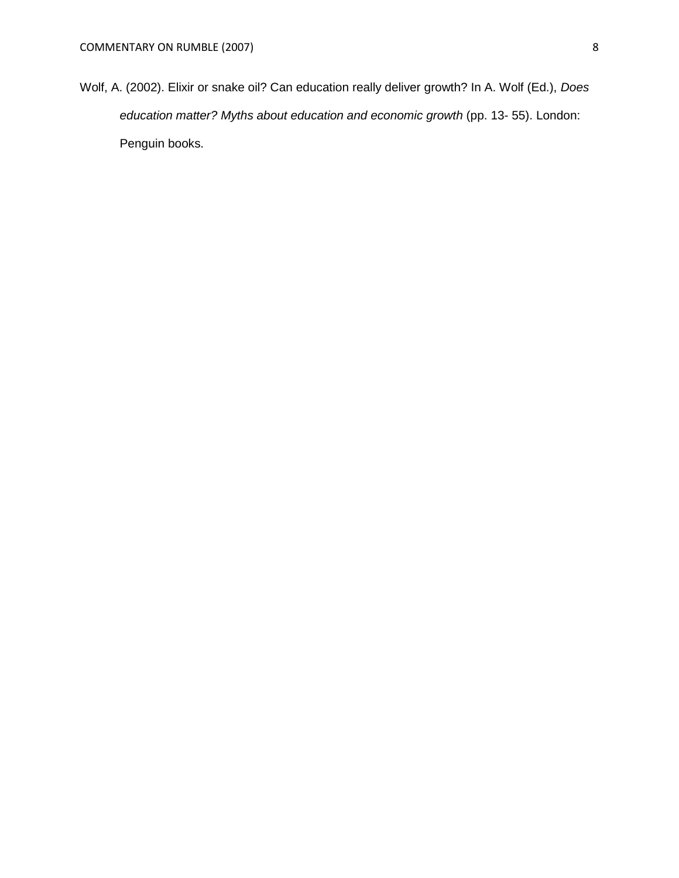Wolf, A. (2002). Elixir or snake oil? Can education really deliver growth? In A. Wolf (Ed.), *Does education matter? Myths about education and economic growth* (pp. 13- 55). London: Penguin books.